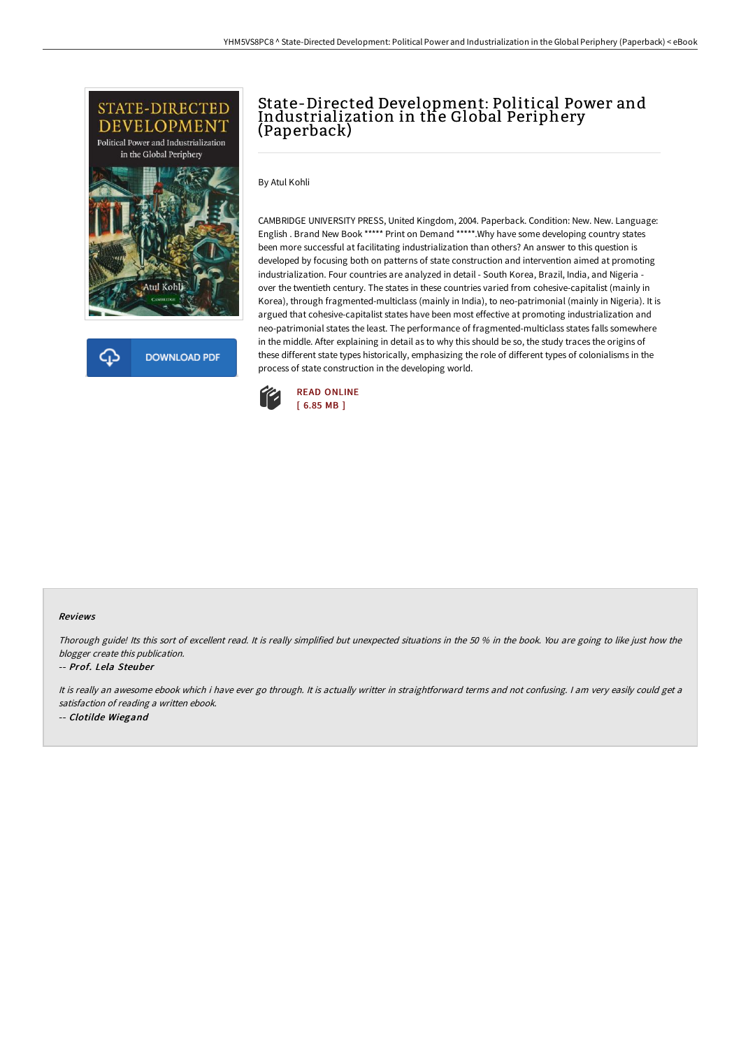# State-Directed Development: Political Power and Industrialization in the Global Periphery (Paperback)

By Atul Kohli

CAMBRIDGE UNIVERSITY PRESS, United Kingdom, 2004. Paperback. Condition: New. New. Language: English . Brand New Book ***** Print on Demand *****.Why have some developing country states been more successful at facilitating industrialization than others? An answer to this question is developed by focusing both on patterns of state construction and intervention aimed at promoting industrialization. Four countries are analyzed in detail - South Korea, Brazil, India, and Nigeria - over the twentieth century. The states in these countries varied from cohesive-capitalist (mainly in Korea), through fragmented-multiclass (mainly in India), to neo-patrimonial (mainly in Nigeria). It is argued that cohesive-capitalist states have been most effective at promoting industrialization and neo-patrimonial states the least. The performance of fragmented-multiclass states falls somewhere in the middle. After explaining in detail as to why this should be so, the study traces the origins of these different state types historically, emphasizing the role of different types of colonialisms in the process of state construction in the developing world.

DOWNLOAD PDF

READ ONLINE
[ 6.85 MB ]

#### Reviews

*Thorough guide! Its this sort of excellent read. It is really simplified but unexpected situations in the 50 % in the book. You are going to like just how the blogger create this publication.*

-- ***Prof. Lela Steuber***

*It is really an awesome ebook which i have ever go through. It is actually writter in straightforward terms and not confusing. I am very easily could get a satisfaction of reading a written ebook.*

-- ***Clotilde Wiegand***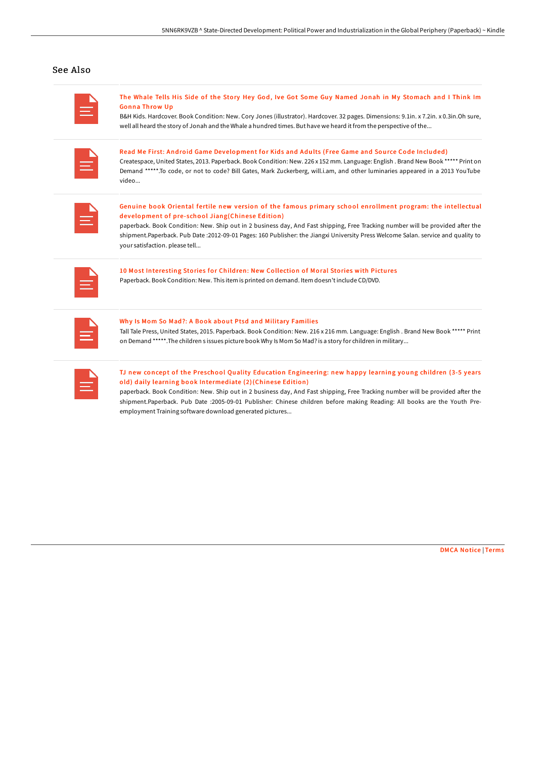## See Also

### The Whale Tells His Side of the Story Hey God, Ive Got Some Guy Named Jonah in My Stomach and I Think Im Gonna Throw Up

B&H Kids. Hardcover. Book Condition: New. Cory Jones (illustrator). Hardcover. 32 pages. Dimensions: 9.1in. x 7.2in. x 0.3in.Oh sure, well all heard the story of Jonah and the Whale a hundred times. But have we heard it from the perspective of the...

### Read Me First: Android Game Development for Kids and Adults (Free Game and Source Code Included)

Createspace, United States, 2013. Paperback. Book Condition: New. 226 x 152 mm. Language: English . Brand New Book ***** Print on Demand *****.To code, or not to code? Bill Gates, Mark Zuckerberg, will.i.am, and other luminaries appeared in a 2013 YouTube video...

### Genuine book Oriental fertile new version of the famous primary school enrollment program: the intellectual development of pre-school Jiang(Chinese Edition)

paperback. Book Condition: New. Ship out in 2 business day, And Fast shipping, Free Tracking number will be provided after the shipment.Paperback. Pub Date :2012-09-01 Pages: 160 Publisher: the Jiangxi University Press Welcome Salan. service and quality to your satisfaction. please tell...

### 10 Most Interesting Stories for Children: New Collection of Moral Stories with Pictures

Paperback. Book Condition: New. This item is printed on demand. Item doesn't include CD/DVD.

### Why Is Mom So Mad?: A Book about Ptsd and Military Families

Tall Tale Press, United States, 2015. Paperback. Book Condition: New. 216 x 216 mm. Language: English . Brand New Book ***** Print on Demand *****.The children s issues picture book Why Is Mom So Mad? is a story for children in military...

### TJ new concept of the Preschool Quality Education Engineering: new happy learning young children (3-5 years old) daily learning book Intermediate (2)(Chinese Edition)

paperback. Book Condition: New. Ship out in 2 business day, And Fast shipping, Free Tracking number will be provided after the shipment.Paperback. Pub Date :2005-09-01 Publisher: Chinese children before making Reading: All books are the Youth Pre-employment Training software download generated pictures...